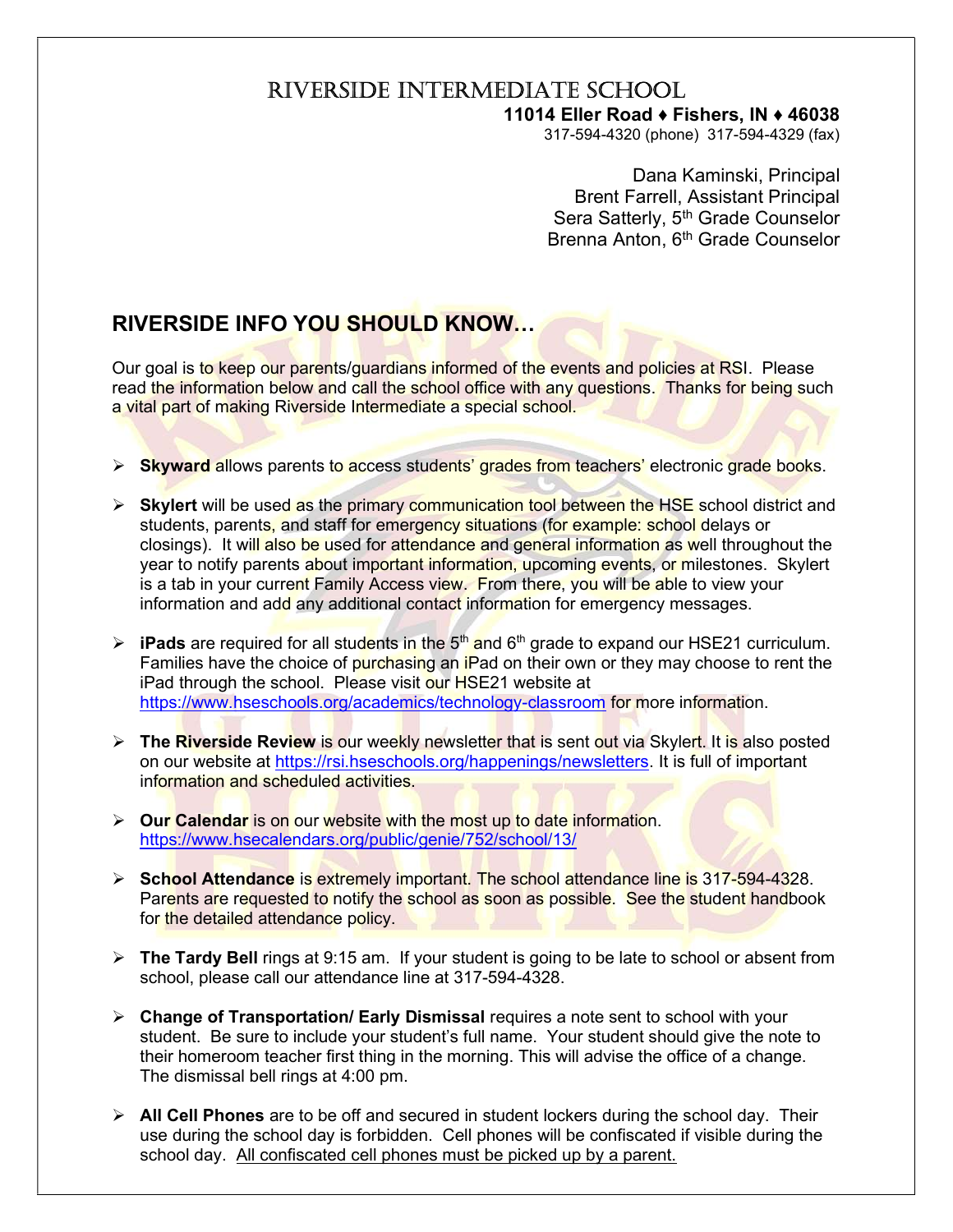# RIVERSIDE INTERMEDIATE SCHOOL

**11014 Eller Road ♦ Fishers, IN ♦ 46038**
317-594-4320 (phone) 317-594-4329 (fax)

Dana Kaminski, Principal
Brent Farrell, Assistant Principal
Sera Satterly, 5th Grade Counselor
Brenna Anton, 6th Grade Counselor

## RIVERSIDE INFO YOU SHOULD KNOW…

Our goal is to keep our parents/guardians informed of the events and policies at RSI. Please read the information below and call the school office with any questions. Thanks for being such a vital part of making Riverside Intermediate a special school.

- **Skyward** allows parents to access students' grades from teachers' electronic grade books.
- **Skylert** will be used as the primary communication tool between the HSE school district and students, parents, and staff for emergency situations (for example: school delays or closings). It will also be used for attendance and general information as well throughout the year to notify parents about important information, upcoming events, or milestones. Skylert is a tab in your current Family Access view. From there, you will be able to view your information and add any additional contact information for emergency messages.
- **iPads** are required for all students in the 5th and 6th grade to expand our HSE21 curriculum. Families have the choice of purchasing an iPad on their own or they may choose to rent the iPad through the school. Please visit our HSE21 website at https://www.hseschools.org/academics/technology-classroom for more information.
- **The Riverside Review** is our weekly newsletter that is sent out via Skylert. It is also posted on our website at https://rsi.hseschools.org/happenings/newsletters. It is full of important information and scheduled activities.
- **Our Calendar** is on our website with the most up to date information. https://www.hsecalendars.org/public/genie/752/school/13/
- **School Attendance** is extremely important. The school attendance line is 317-594-4328. Parents are requested to notify the school as soon as possible. See the student handbook for the detailed attendance policy.
- **The Tardy Bell** rings at 9:15 am. If your student is going to be late to school or absent from school, please call our attendance line at 317-594-4328.
- **Change of Transportation/ Early Dismissal** requires a note sent to school with your student. Be sure to include your student's full name. Your student should give the note to their homeroom teacher first thing in the morning. This will advise the office of a change. The dismissal bell rings at 4:00 pm.
- **All Cell Phones** are to be off and secured in student lockers during the school day. Their use during the school day is forbidden. Cell phones will be confiscated if visible during the school day. <u>All confiscated cell phones must be picked up by a parent.</u>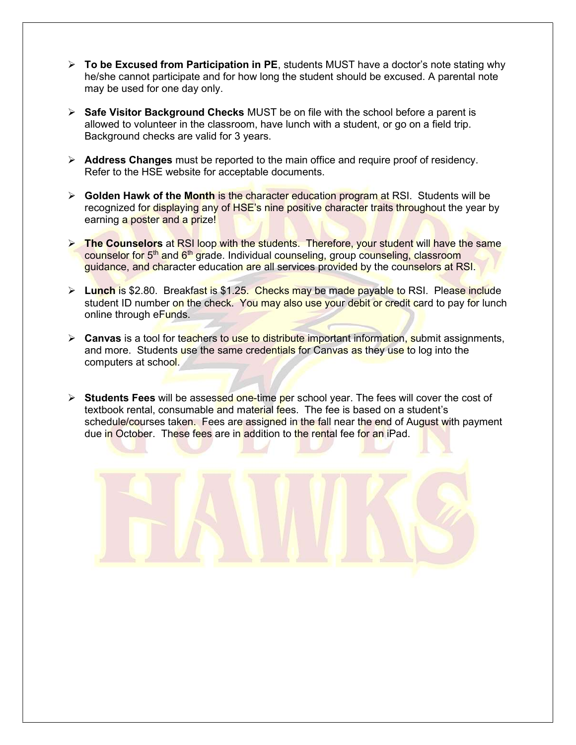- **To be Excused from Participation in PE**, students MUST have a doctor's note stating why he/she cannot participate and for how long the student should be excused. A parental note may be used for one day only.

- **Safe Visitor Background Checks** MUST be on file with the school before a parent is allowed to volunteer in the classroom, have lunch with a student, or go on a field trip. Background checks are valid for 3 years.

- **Address Changes** must be reported to the main office and require proof of residency. Refer to the HSE website for acceptable documents.

- **Golden Hawk of the Month** is the character education program at RSI. Students will be recognized for displaying any of HSE's nine positive character traits throughout the year by earning a poster and a prize!

- **The Counselors** at RSI loop with the students. Therefore, your student will have the same counselor for 5th and 6th grade. Individual counseling, group counseling, classroom guidance, and character education are all services provided by the counselors at RSI.

- **Lunch** is $2.80. Breakfast is $1.25. Checks may be made payable to RSI. Please include student ID number on the check. You may also use your debit or credit card to pay for lunch online through eFunds.

- **Canvas** is a tool for teachers to use to distribute important information, submit assignments, and more. Students use the same credentials for Canvas as they use to log into the computers at school.

- **Students Fees** will be assessed one-time per school year. The fees will cover the cost of textbook rental, consumable and material fees. The fee is based on a student's schedule/courses taken. Fees are assigned in the fall near the end of August with payment due in October. These fees are in addition to the rental fee for an iPad.